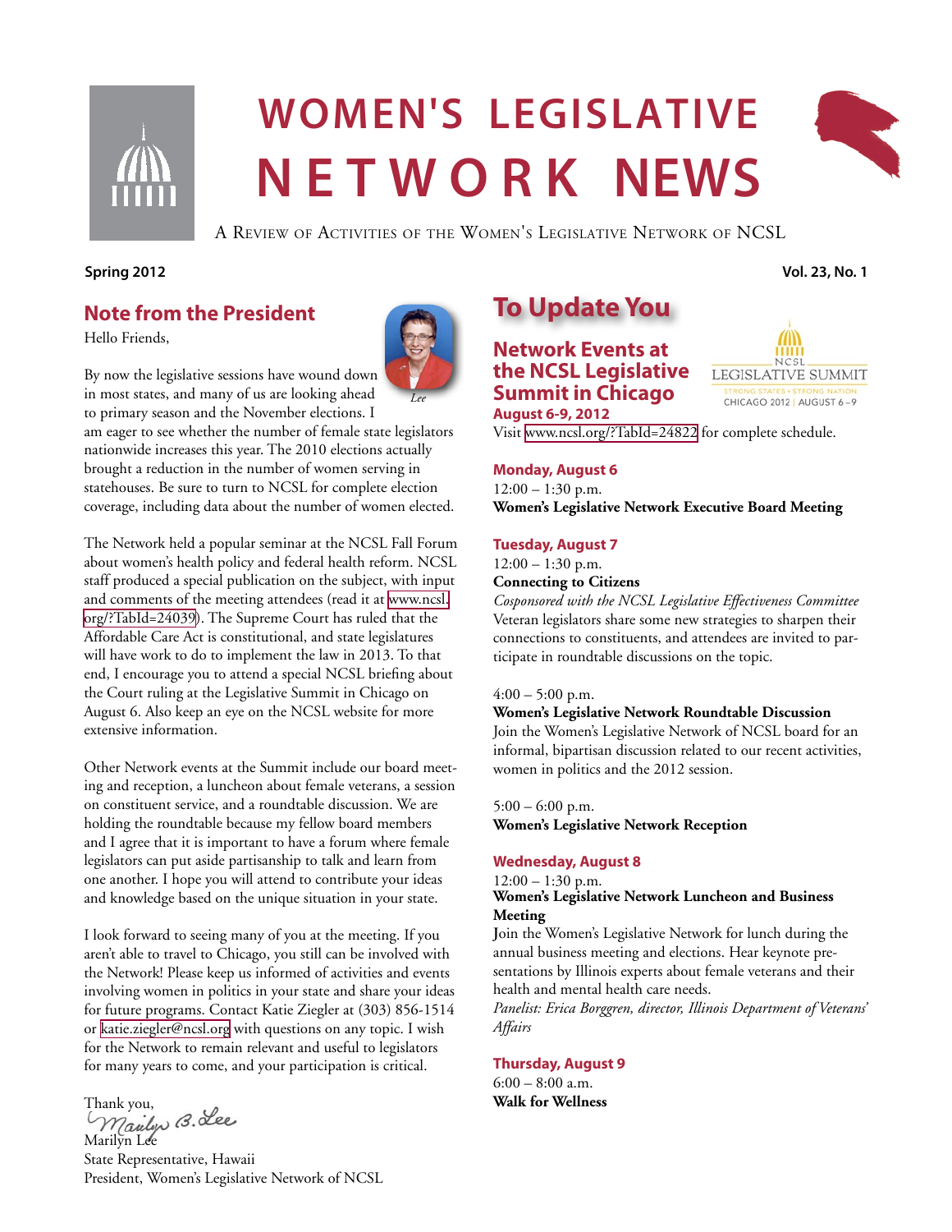# WOMEN'S LEGISLATIVE NETWORK NEWS

A Review of Activities of the Women's Legislative Network of NCSL

**Spring 2012** **Vol. 23, No. 1**

## Note from the President

Hello Friends,

*Lee*

By now the legislative sessions have wound down in most states, and many of us are looking ahead to primary season and the November elections. I am eager to see whether the number of female state legislators nationwide increases this year. The 2010 elections actually brought a reduction in the number of women serving in statehouses. Be sure to turn to NCSL for complete election coverage, including data about the number of women elected.

The Network held a popular seminar at the NCSL Fall Forum about women's health policy and federal health reform. NCSL staff produced a special publication on the subject, with input and comments of the meeting attendees (read it at www.ncsl.org/?TabId=24039). The Supreme Court has ruled that the Affordable Care Act is constitutional, and state legislatures will have work to do to implement the law in 2013. To that end, I encourage you to attend a special NCSL briefing about the Court ruling at the Legislative Summit in Chicago on August 6. Also keep an eye on the NCSL website for more extensive information.

Other Network events at the Summit include our board meeting and reception, a luncheon about female veterans, a session on constituent service, and a roundtable discussion. We are holding the roundtable because my fellow board members and I agree that it is important to have a forum where female legislators can put aside partisanship to talk and learn from one another. I hope you will attend to contribute your ideas and knowledge based on the unique situation in your state.

I look forward to seeing many of you at the meeting. If you aren't able to travel to Chicago, you still can be involved with the Network! Please keep us informed of activities and events involving women in politics in your state and share your ideas for future programs. Contact Katie Ziegler at (303) 856-1514 or katie.ziegler@ncsl.org with questions on any topic. I wish for the Network to remain relevant and useful to legislators for many years to come, and your participation is critical.

Thank you,

Marilyn B. Lee

Marilyn Lee
State Representative, Hawaii
President, Women's Legislative Network of NCSL

## To Update You

### Network Events at the NCSL Legislative Summit in Chicago

NCSL LEGISLATIVE SUMMIT — STRONG STATES • STRONG NATION — CHICAGO 2012 | AUGUST 6–9

**August 6-9, 2012**

Visit www.ncsl.org/?TabId=24822 for complete schedule.

**Monday, August 6**

12:00 – 1:30 p.m.
**Women's Legislative Network Executive Board Meeting**

**Tuesday, August 7**

12:00 – 1:30 p.m.
**Connecting to Citizens**
*Cosponsored with the NCSL Legislative Effectiveness Committee*
Veteran legislators share some new strategies to sharpen their connections to constituents, and attendees are invited to participate in roundtable discussions on the topic.

4:00 – 5:00 p.m.
**Women's Legislative Network Roundtable Discussion**
Join the Women's Legislative Network of NCSL board for an informal, bipartisan discussion related to our recent activities, women in politics and the 2012 session.

5:00 – 6:00 p.m.
**Women's Legislative Network Reception**

**Wednesday, August 8**

12:00 – 1:30 p.m.
**Women's Legislative Network Luncheon and Business Meeting**
Join the Women's Legislative Network for lunch during the annual business meeting and elections. Hear keynote presentations by Illinois experts about female veterans and their health and mental health care needs.
*Panelist: Erica Borggren, director, Illinois Department of Veterans' Affairs*

**Thursday, August 9**

6:00 – 8:00 a.m.
**Walk for Wellness**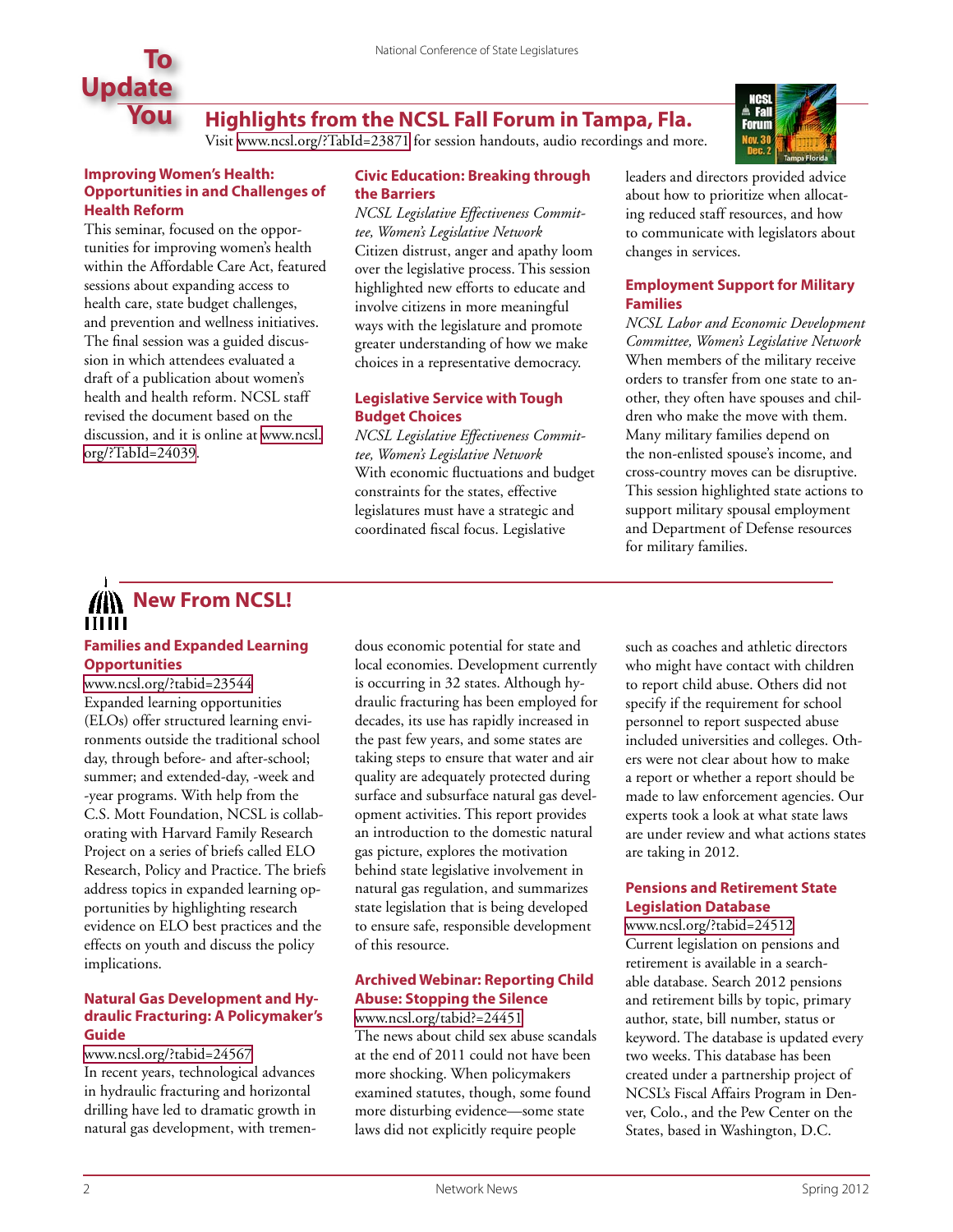# To Update You

## Highlights from the NCSL Fall Forum in Tampa, Fla.

Visit www.ncsl.org/?TabId=23871 for session handouts, audio recordings and more.

### Improving Women's Health: Opportunities in and Challenges of Health Reform

This seminar, focused on the opportunities for improving women's health within the Affordable Care Act, featured sessions about expanding access to health care, state budget challenges, and prevention and wellness initiatives. The final session was a guided discussion in which attendees evaluated a draft of a publication about women's health and health reform. NCSL staff revised the document based on the discussion, and it is online at www.ncsl.org/?TabId=24039.

### Civic Education: Breaking through the Barriers

*NCSL Legislative Effectiveness Committee, Women's Legislative Network*

Citizen distrust, anger and apathy loom over the legislative process. This session highlighted new efforts to educate and involve citizens in more meaningful ways with the legislature and promote greater understanding of how we make choices in a representative democracy.

### Legislative Service with Tough Budget Choices

*NCSL Legislative Effectiveness Committee, Women's Legislative Network*

With economic fluctuations and budget constraints for the states, effective legislatures must have a strategic and coordinated fiscal focus. Legislative leaders and directors provided advice about how to prioritize when allocating reduced staff resources, and how to communicate with legislators about changes in services.

### Employment Support for Military Families

*NCSL Labor and Economic Development Committee, Women's Legislative Network*

When members of the military receive orders to transfer from one state to another, they often have spouses and children who make the move with them. Many military families depend on the non-enlisted spouse's income, and cross-country moves can be disruptive. This session highlighted state actions to support military spousal employment and Department of Defense resources for military families.

## New From NCSL!

### Families and Expanded Learning Opportunities

www.ncsl.org/?tabid=23544

Expanded learning opportunities (ELOs) offer structured learning environments outside the traditional school day, through before- and after-school; summer; and extended-day, -week and -year programs. With help from the C.S. Mott Foundation, NCSL is collaborating with Harvard Family Research Project on a series of briefs called ELO Research, Policy and Practice. The briefs address topics in expanded learning opportunities by highlighting research evidence on ELO best practices and the effects on youth and discuss the policy implications.

### Natural Gas Development and Hydraulic Fracturing: A Policymaker's Guide

www.ncsl.org/?tabid=24567

In recent years, technological advances in hydraulic fracturing and horizontal drilling have led to dramatic growth in natural gas development, with tremendous economic potential for state and local economies. Development currently is occurring in 32 states. Although hydraulic fracturing has been employed for decades, its use has rapidly increased in the past few years, and some states are taking steps to ensure that water and air quality are adequately protected during surface and subsurface natural gas development activities. This report provides an introduction to the domestic natural gas picture, explores the motivation behind state legislative involvement in natural gas regulation, and summarizes state legislation that is being developed to ensure safe, responsible development of this resource.

### Archived Webinar: Reporting Child Abuse: Stopping the Silence

www.ncsl.org/tabid?=24451

The news about child sex abuse scandals at the end of 2011 could not have been more shocking. When policymakers examined statutes, though, some found more disturbing evidence—some state laws did not explicitly require people such as coaches and athletic directors who might have contact with children to report child abuse. Others did not specify if the requirement for school personnel to report suspected abuse included universities and colleges. Others were not clear about how to make a report or whether a report should be made to law enforcement agencies. Our experts took a look at what state laws are under review and what actions states are taking in 2012.

### Pensions and Retirement State Legislation Database

www.ncsl.org/?tabid=24512

Current legislation on pensions and retirement is available in a searchable database. Search 2012 pensions and retirement bills by topic, primary author, state, bill number, status or keyword. The database is updated every two weeks. This database has been created under a partnership project of NCSL's Fiscal Affairs Program in Denver, Colo., and the Pew Center on the States, based in Washington, D.C.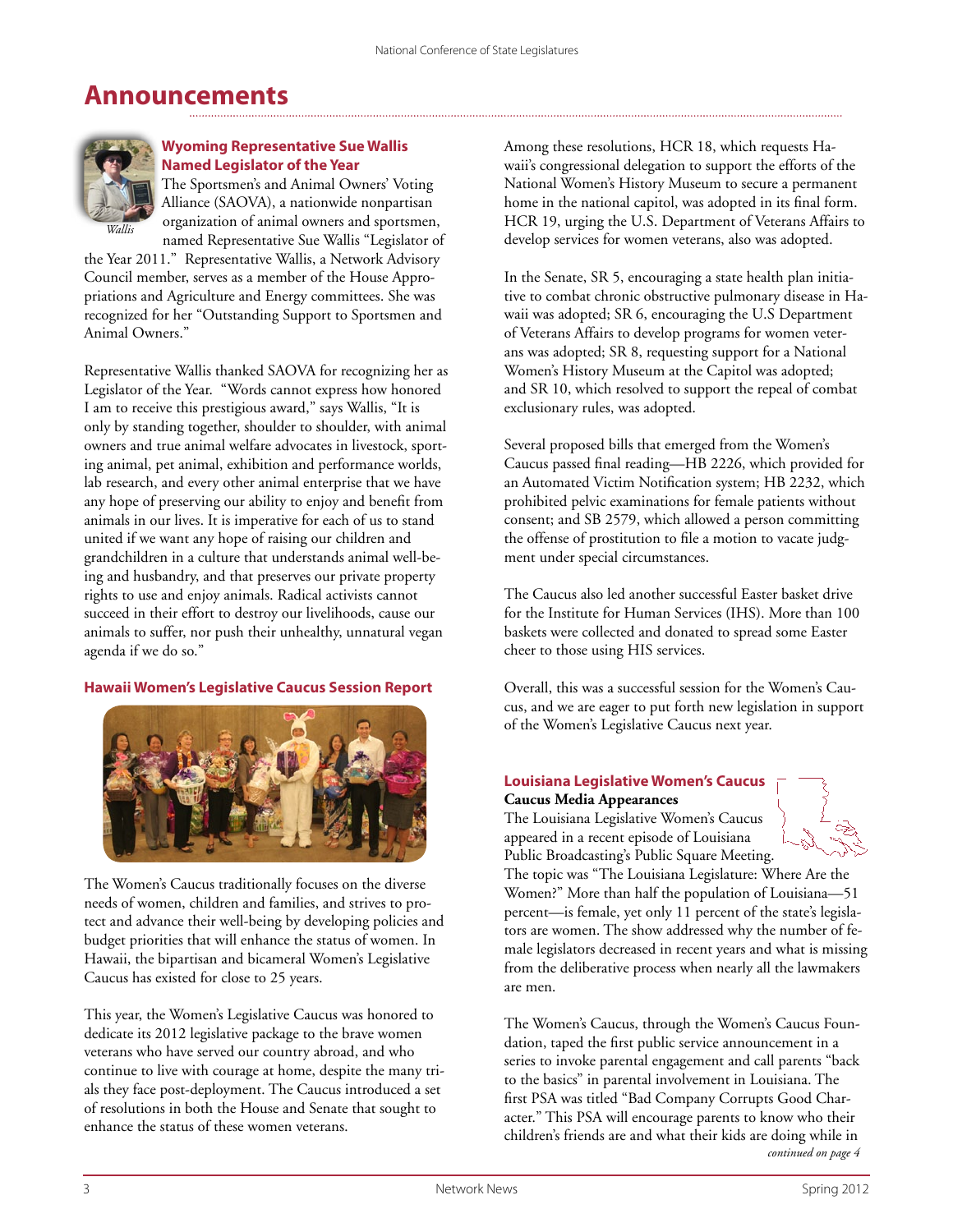# Announcements

### Wyoming Representative Sue Wallis Named Legislator of the Year

*Wallis*

The Sportsmen's and Animal Owners' Voting Alliance (SAOVA), a nationwide nonpartisan organization of animal owners and sportsmen, named Representative Sue Wallis "Legislator of the Year 2011." Representative Wallis, a Network Advisory Council member, serves as a member of the House Appropriations and Agriculture and Energy committees. She was recognized for her "Outstanding Support to Sportsmen and Animal Owners."

Representative Wallis thanked SAOVA for recognizing her as Legislator of the Year. "Words cannot express how honored I am to receive this prestigious award," says Wallis, "It is only by standing together, shoulder to shoulder, with animal owners and true animal welfare advocates in livestock, sporting animal, pet animal, exhibition and performance worlds, lab research, and every other animal enterprise that we have any hope of preserving our ability to enjoy and benefit from animals in our lives. It is imperative for each of us to stand united if we want any hope of raising our children and grandchildren in a culture that understands animal well-being and husbandry, and that preserves our private property rights to use and enjoy animals. Radical activists cannot succeed in their effort to destroy our livelihoods, cause our animals to suffer, nor push their unhealthy, unnatural vegan agenda if we do so."

### Hawaii Women's Legislative Caucus Session Report

The Women's Caucus traditionally focuses on the diverse needs of women, children and families, and strives to protect and advance their well-being by developing policies and budget priorities that will enhance the status of women. In Hawaii, the bipartisan and bicameral Women's Legislative Caucus has existed for close to 25 years.

This year, the Women's Legislative Caucus was honored to dedicate its 2012 legislative package to the brave women veterans who have served our country abroad, and who continue to live with courage at home, despite the many trials they face post-deployment. The Caucus introduced a set of resolutions in both the House and Senate that sought to enhance the status of these women veterans.

Among these resolutions, HCR 18, which requests Hawaii's congressional delegation to support the efforts of the National Women's History Museum to secure a permanent home in the national capitol, was adopted in its final form. HCR 19, urging the U.S. Department of Veterans Affairs to develop services for women veterans, also was adopted.

In the Senate, SR 5, encouraging a state health plan initiative to combat chronic obstructive pulmonary disease in Hawaii was adopted; SR 6, encouraging the U.S Department of Veterans Affairs to develop programs for women veterans was adopted; SR 8, requesting support for a National Women's History Museum at the Capitol was adopted; and SR 10, which resolved to support the repeal of combat exclusionary rules, was adopted.

Several proposed bills that emerged from the Women's Caucus passed final reading—HB 2226, which provided for an Automated Victim Notification system; HB 2232, which prohibited pelvic examinations for female patients without consent; and SB 2579, which allowed a person committing the offense of prostitution to file a motion to vacate judgment under special circumstances.

The Caucus also led another successful Easter basket drive for the Institute for Human Services (IHS). More than 100 baskets were collected and donated to spread some Easter cheer to those using HIS services.

Overall, this was a successful session for the Women's Caucus, and we are eager to put forth new legislation in support of the Women's Legislative Caucus next year.

### Louisiana Legislative Women's Caucus

**Caucus Media Appearances**

The Louisiana Legislative Women's Caucus appeared in a recent episode of Louisiana Public Broadcasting's Public Square Meeting. The topic was "The Louisiana Legislature: Where Are the Women?" More than half the population of Louisiana—51 percent—is female, yet only 11 percent of the state's legislators are women. The show addressed why the number of female legislators decreased in recent years and what is missing from the deliberative process when nearly all the lawmakers are men.

The Women's Caucus, through the Women's Caucus Foundation, taped the first public service announcement in a series to invoke parental engagement and call parents "back to the basics" in parental involvement in Louisiana. The first PSA was titled "Bad Company Corrupts Good Character." This PSA will encourage parents to know who their children's friends are and what their kids are doing while in

*continued on page 4*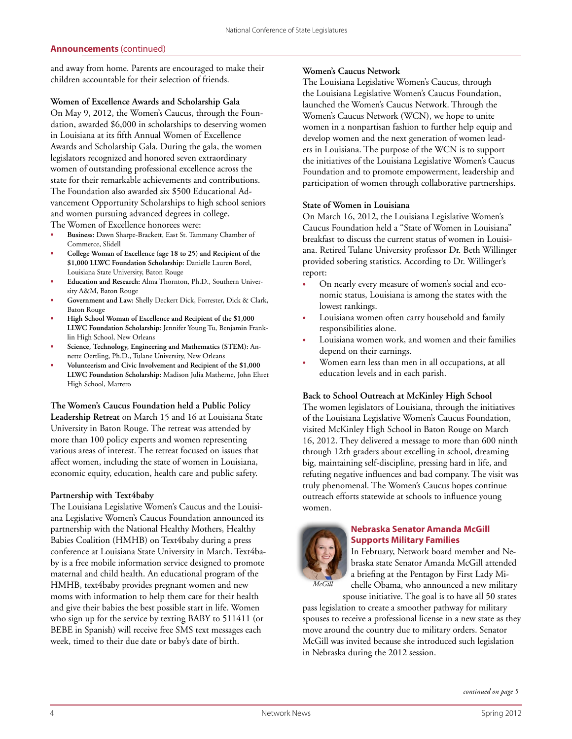**Announcements** (continued)

and away from home. Parents are encouraged to make their children accountable for their selection of friends.

**Women of Excellence Awards and Scholarship Gala**

On May 9, 2012, the Women's Caucus, through the Foundation, awarded $6,000 in scholarships to deserving women in Louisiana at its fifth Annual Women of Excellence Awards and Scholarship Gala. During the gala, the women legislators recognized and honored seven extraordinary women of outstanding professional excellence across the state for their remarkable achievements and contributions. The Foundation also awarded six $500 Educational Advancement Opportunity Scholarships to high school seniors and women pursuing advanced degrees in college.

The Women of Excellence honorees were:

- **Business:** Dawn Sharpe-Brackett, East St. Tammany Chamber of Commerce, Slidell
- **College Woman of Excellence (age 18 to 25) and Recipient of the $1,000 LLWC Foundation Scholarship:** Danielle Lauren Borel, Louisiana State University, Baton Rouge
- **Education and Research:** Alma Thornton, Ph.D., Southern University A&M, Baton Rouge
- **Government and Law:** Shelly Deckert Dick, Forrester, Dick & Clark, Baton Rouge
- **High School Woman of Excellence and Recipient of the $1,000 LLWC Foundation Scholarship:** Jennifer Young Tu, Benjamin Franklin High School, New Orleans
- **Science, Technology, Engineering and Mathematics (STEM):** Annette Oertling, Ph.D., Tulane University, New Orleans
- **Volunteerism and Civic Involvement and Recipient of the $1,000 LLWC Foundation Scholarship:** Madison Julia Matherne, John Ehret High School, Marrero

**The Women's Caucus Foundation held a Public Policy Leadership Retreat** on March 15 and 16 at Louisiana State University in Baton Rouge. The retreat was attended by more than 100 policy experts and women representing various areas of interest. The retreat focused on issues that affect women, including the state of women in Louisiana, economic equity, education, health care and public safety.

**Partnership with Text4baby**

The Louisiana Legislative Women's Caucus and the Louisiana Legislative Women's Caucus Foundation announced its partnership with the National Healthy Mothers, Healthy Babies Coalition (HMHB) on Text4baby during a press conference at Louisiana State University in March. Text4baby is a free mobile information service designed to promote maternal and child health. An educational program of the HMHB, text4baby provides pregnant women and new moms with information to help them care for their health and give their babies the best possible start in life. Women who sign up for the service by texting BABY to 511411 (or BEBE in Spanish) will receive free SMS text messages each week, timed to their due date or baby's date of birth.

**Women's Caucus Network**

The Louisiana Legislative Women's Caucus, through the Louisiana Legislative Women's Caucus Foundation, launched the Women's Caucus Network. Through the Women's Caucus Network (WCN), we hope to unite women in a nonpartisan fashion to further help equip and develop women and the next generation of women leaders in Louisiana. The purpose of the WCN is to support the initiatives of the Louisiana Legislative Women's Caucus Foundation and to promote empowerment, leadership and participation of women through collaborative partnerships.

**State of Women in Louisiana**

On March 16, 2012, the Louisiana Legislative Women's Caucus Foundation held a "State of Women in Louisiana" breakfast to discuss the current status of women in Louisiana. Retired Tulane University professor Dr. Beth Willinger provided sobering statistics. According to Dr. Willinger's report:

- On nearly every measure of women's social and economic status, Louisiana is among the states with the lowest rankings.
- Louisiana women often carry household and family responsibilities alone.
- Louisiana women work, and women and their families depend on their earnings.
- Women earn less than men in all occupations, at all education levels and in each parish.

**Back to School Outreach at McKinley High School**

The women legislators of Louisiana, through the initiatives of the Louisiana Legislative Women's Caucus Foundation, visited McKinley High School in Baton Rouge on March 16, 2012. They delivered a message to more than 600 ninth through 12th graders about excelling in school, dreaming big, maintaining self-discipline, pressing hard in life, and refuting negative influences and bad company. The visit was truly phenomenal. The Women's Caucus hopes continue outreach efforts statewide at schools to influence young women.

## Nebraska Senator Amanda McGill Supports Military Families

*McGill*

In February, Network board member and Nebraska state Senator Amanda McGill attended a briefing at the Pentagon by First Lady Michelle Obama, who announced a new military spouse initiative. The goal is to have all 50 states pass legislation to create a smoother pathway for military spouses to receive a professional license in a new state as they move around the country due to military orders. Senator McGill was invited because she introduced such legislation in Nebraska during the 2012 session.

*continued on page 5*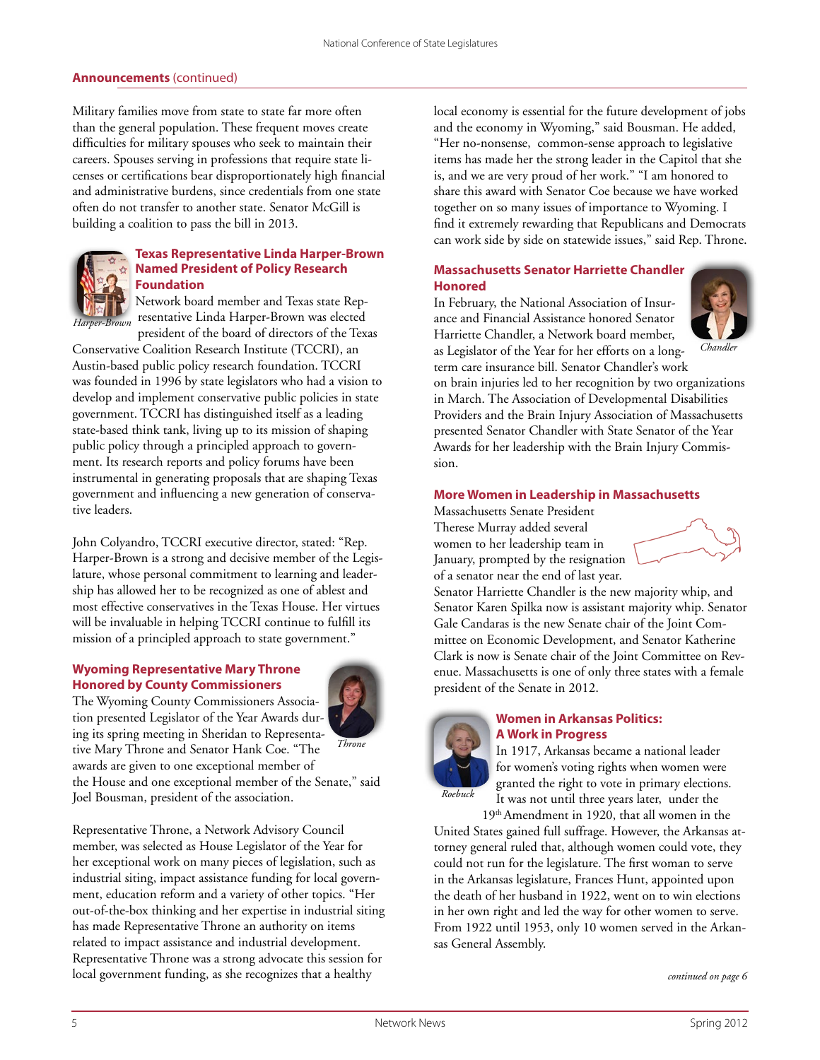## Announcements (continued)

Military families move from state to state far more often than the general population. These frequent moves create difficulties for military spouses who seek to maintain their careers. Spouses serving in professions that require state licenses or certifications bear disproportionately high financial and administrative burdens, since credentials from one state often do not transfer to another state. Senator McGill is building a coalition to pass the bill in 2013.

### Texas Representative Linda Harper-Brown Named President of Policy Research Foundation

*Harper-Brown*

Network board member and Texas state Representative Linda Harper-Brown was elected president of the board of directors of the Texas Conservative Coalition Research Institute (TCCRI), an Austin-based public policy research foundation. TCCRI was founded in 1996 by state legislators who had a vision to develop and implement conservative public policies in state government. TCCRI has distinguished itself as a leading state-based think tank, living up to its mission of shaping public policy through a principled approach to government. Its research reports and policy forums have been instrumental in generating proposals that are shaping Texas government and influencing a new generation of conservative leaders.

John Colyandro, TCCRI executive director, stated: "Rep. Harper-Brown is a strong and decisive member of the Legislature, whose personal commitment to learning and leadership has allowed her to be recognized as one of ablest and most effective conservatives in the Texas House. Her virtues will be invaluable in helping TCCRI continue to fulfill its mission of a principled approach to state government."

### Wyoming Representative Mary Throne Honored by County Commissioners

*Throne*

The Wyoming County Commissioners Association presented Legislator of the Year Awards during its spring meeting in Sheridan to Representative Mary Throne and Senator Hank Coe. "The awards are given to one exceptional member of the House and one exceptional member of the Senate," said Joel Bousman, president of the association.

Representative Throne, a Network Advisory Council member, was selected as House Legislator of the Year for her exceptional work on many pieces of legislation, such as industrial siting, impact assistance funding for local government, education reform and a variety of other topics. "Her out-of-the-box thinking and her expertise in industrial siting has made Representative Throne an authority on items related to impact assistance and industrial development. Representative Throne was a strong advocate this session for local government funding, as she recognizes that a healthy local economy is essential for the future development of jobs and the economy in Wyoming," said Bousman. He added, "Her no-nonsense, common-sense approach to legislative items has made her the strong leader in the Capitol that she is, and we are very proud of her work." "I am honored to share this award with Senator Coe because we have worked together on so many issues of importance to Wyoming. I find it extremely rewarding that Republicans and Democrats can work side by side on statewide issues," said Rep. Throne.

### Massachusetts Senator Harriette Chandler Honored

*Chandler*

In February, the National Association of Insurance and Financial Assistance honored Senator Harriette Chandler, a Network board member, as Legislator of the Year for her efforts on a long-term care insurance bill. Senator Chandler's work on brain injuries led to her recognition by two organizations in March. The Association of Developmental Disabilities Providers and the Brain Injury Association of Massachusetts presented Senator Chandler with State Senator of the Year Awards for her leadership with the Brain Injury Commission.

### More Women in Leadership in Massachusetts

Massachusetts Senate President Therese Murray added several women to her leadership team in January, prompted by the resignation of a senator near the end of last year. Senator Harriette Chandler is the new majority whip, and Senator Karen Spilka now is assistant majority whip. Senator Gale Candaras is the new Senate chair of the Joint Committee on Economic Development, and Senator Katherine Clark is now is Senate chair of the Joint Committee on Revenue. Massachusetts is one of only three states with a female president of the Senate in 2012.

### Women in Arkansas Politics: A Work in Progress

*Roebuck*

In 1917, Arkansas became a national leader for women's voting rights when women were granted the right to vote in primary elections. It was not until three years later, under the 19th Amendment in 1920, that all women in the United States gained full suffrage. However, the Arkansas attorney general ruled that, although women could vote, they could not run for the legislature. The first woman to serve in the Arkansas legislature, Frances Hunt, appointed upon the death of her husband in 1922, went on to win elections in her own right and led the way for other women to serve. From 1922 until 1953, only 10 women served in the Arkansas General Assembly.

*continued on page 6*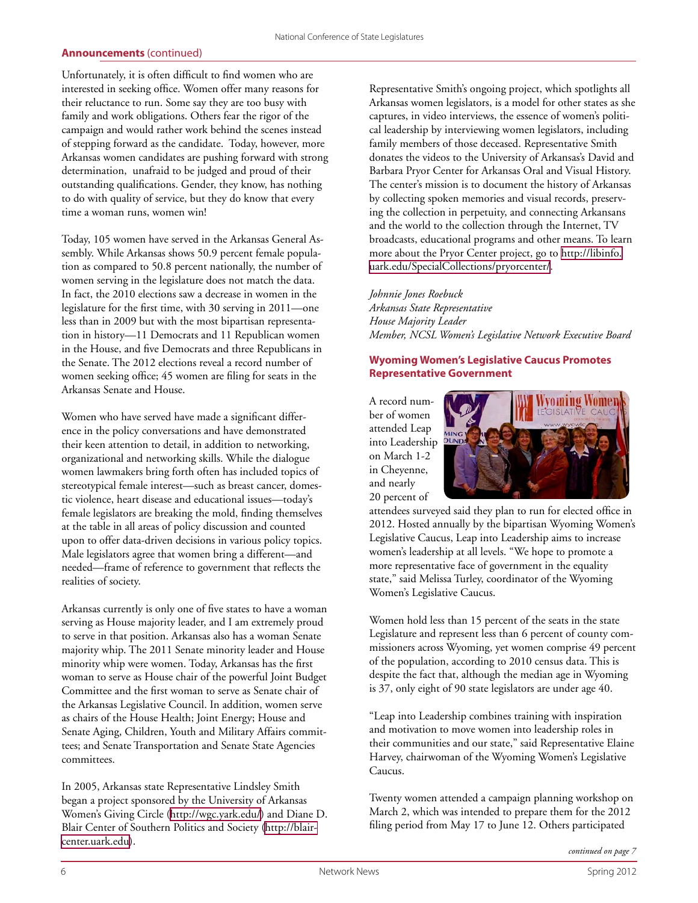**Announcements** (continued)

Unfortunately, it is often difficult to find women who are interested in seeking office. Women offer many reasons for their reluctance to run. Some say they are too busy with family and work obligations. Others fear the rigor of the campaign and would rather work behind the scenes instead of stepping forward as the candidate. Today, however, more Arkansas women candidates are pushing forward with strong determination, unafraid to be judged and proud of their outstanding qualifications. Gender, they know, has nothing to do with quality of service, but they do know that every time a woman runs, women win!

Today, 105 women have served in the Arkansas General Assembly. While Arkansas shows 50.9 percent female population as compared to 50.8 percent nationally, the number of women serving in the legislature does not match the data. In fact, the 2010 elections saw a decrease in women in the legislature for the first time, with 30 serving in 2011—one less than in 2009 but with the most bipartisan representation in history—11 Democrats and 11 Republican women in the House, and five Democrats and three Republicans in the Senate. The 2012 elections reveal a record number of women seeking office; 45 women are filing for seats in the Arkansas Senate and House.

Women who have served have made a significant difference in the policy conversations and have demonstrated their keen attention to detail, in addition to networking, organizational and networking skills. While the dialogue women lawmakers bring forth often has included topics of stereotypical female interest—such as breast cancer, domestic violence, heart disease and educational issues—today's female legislators are breaking the mold, finding themselves at the table in all areas of policy discussion and counted upon to offer data-driven decisions in various policy topics. Male legislators agree that women bring a different—and needed—frame of reference to government that reflects the realities of society.

Arkansas currently is only one of five states to have a woman serving as House majority leader, and I am extremely proud to serve in that position. Arkansas also has a woman Senate majority whip. The 2011 Senate minority leader and House minority whip were women. Today, Arkansas has the first woman to serve as House chair of the powerful Joint Budget Committee and the first woman to serve as Senate chair of the Arkansas Legislative Council. In addition, women serve as chairs of the House Health; Joint Energy; House and Senate Aging, Children, Youth and Military Affairs committees; and Senate Transportation and Senate State Agencies committees.

In 2005, Arkansas state Representative Lindsley Smith began a project sponsored by the University of Arkansas Women's Giving Circle (http://wgc.yark.edu/) and Diane D. Blair Center of Southern Politics and Society (http://blair-center.uark.edu).

Representative Smith's ongoing project, which spotlights all Arkansas women legislators, is a model for other states as she captures, in video interviews, the essence of women's political leadership by interviewing women legislators, including family members of those deceased. Representative Smith donates the videos to the University of Arkansas's David and Barbara Pryor Center for Arkansas Oral and Visual History. The center's mission is to document the history of Arkansas by collecting spoken memories and visual records, preserving the collection in perpetuity, and connecting Arkansans and the world to the collection through the Internet, TV broadcasts, educational programs and other means. To learn more about the Pryor Center project, go to http://libinfo.uark.edu/SpecialCollections/pryorcenter/.

*Johnnie Jones Roebuck*
*Arkansas State Representative*
*House Majority Leader*
*Member, NCSL Women's Legislative Network Executive Board*

### Wyoming Women's Legislative Caucus Promotes Representative Government

A record number of women attended Leap into Leadership on March 1-2 in Cheyenne, and nearly 20 percent of attendees surveyed said they plan to run for elected office in 2012. Hosted annually by the bipartisan Wyoming Women's Legislative Caucus, Leap into Leadership aims to increase women's leadership at all levels. "We hope to promote a more representative face of government in the equality state," said Melissa Turley, coordinator of the Wyoming Women's Legislative Caucus.

Women hold less than 15 percent of the seats in the state Legislature and represent less than 6 percent of county commissioners across Wyoming, yet women comprise 49 percent of the population, according to 2010 census data. This is despite the fact that, although the median age in Wyoming is 37, only eight of 90 state legislators are under age 40.

"Leap into Leadership combines training with inspiration and motivation to move women into leadership roles in their communities and our state," said Representative Elaine Harvey, chairwoman of the Wyoming Women's Legislative Caucus.

Twenty women attended a campaign planning workshop on March 2, which was intended to prepare them for the 2012 filing period from May 17 to June 12. Others participated

*continued on page 7*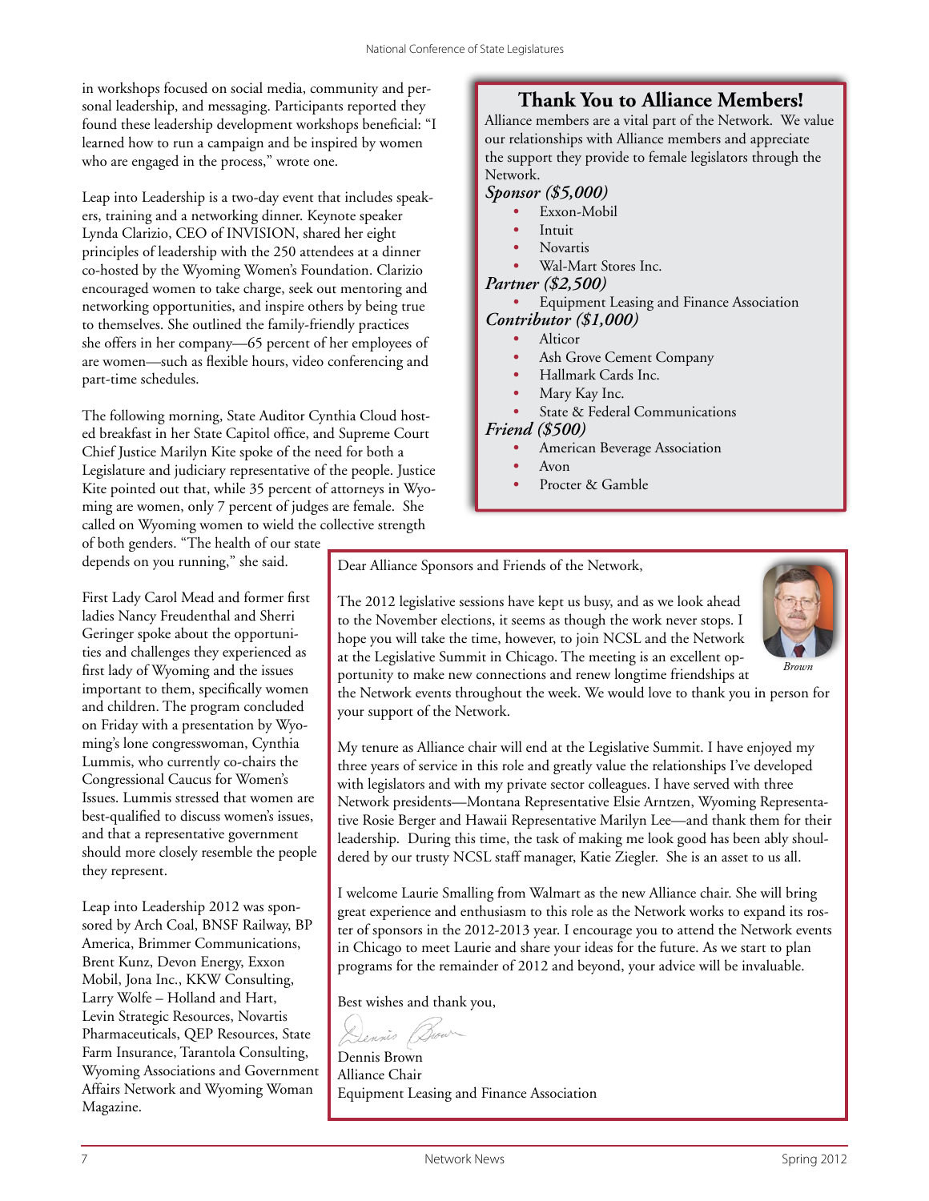in workshops focused on social media, community and personal leadership, and messaging. Participants reported they found these leadership development workshops beneficial: "I learned how to run a campaign and be inspired by women who are engaged in the process," wrote one.

Leap into Leadership is a two-day event that includes speakers, training and a networking dinner. Keynote speaker Lynda Clarizio, CEO of INVISION, shared her eight principles of leadership with the 250 attendees at a dinner co-hosted by the Wyoming Women's Foundation. Clarizio encouraged women to take charge, seek out mentoring and networking opportunities, and inspire others by being true to themselves. She outlined the family-friendly practices she offers in her company—65 percent of her employees of are women—such as flexible hours, video conferencing and part-time schedules.

The following morning, State Auditor Cynthia Cloud hosted breakfast in her State Capitol office, and Supreme Court Chief Justice Marilyn Kite spoke of the need for both a Legislature and judiciary representative of the people. Justice Kite pointed out that, while 35 percent of attorneys in Wyoming are women, only 7 percent of judges are female. She called on Wyoming women to wield the collective strength of both genders. "The health of our state depends on you running," she said.

First Lady Carol Mead and former first ladies Nancy Freudenthal and Sherri Geringer spoke about the opportunities and challenges they experienced as first lady of Wyoming and the issues important to them, specifically women and children. The program concluded on Friday with a presentation by Wyoming's lone congresswoman, Cynthia Lummis, who currently co-chairs the Congressional Caucus for Women's Issues. Lummis stressed that women are best-qualified to discuss women's issues, and that a representative government should more closely resemble the people they represent.

Leap into Leadership 2012 was sponsored by Arch Coal, BNSF Railway, BP America, Brimmer Communications, Brent Kunz, Devon Energy, Exxon Mobil, Jona Inc., KKW Consulting, Larry Wolfe – Holland and Hart, Levin Strategic Resources, Novartis Pharmaceuticals, QEP Resources, State Farm Insurance, Tarantola Consulting, Wyoming Associations and Government Affairs Network and Wyoming Woman Magazine.

## Thank You to Alliance Members!

Alliance members are a vital part of the Network. We value our relationships with Alliance members and appreciate the support they provide to female legislators through the Network.

***Sponsor ($5,000)***

- Exxon-Mobil
- Intuit
- Novartis
- Wal-Mart Stores Inc.

***Partner ($2,500)***

- Equipment Leasing and Finance Association

***Contributor ($1,000)***

- Alticor
- Ash Grove Cement Company
- Hallmark Cards Inc.
- Mary Kay Inc.
- State & Federal Communications

***Friend ($500)***

- American Beverage Association
- Avon
- Procter & Gamble

---

Dear Alliance Sponsors and Friends of the Network,

*Brown*

The 2012 legislative sessions have kept us busy, and as we look ahead to the November elections, it seems as though the work never stops. I hope you will take the time, however, to join NCSL and the Network at the Legislative Summit in Chicago. The meeting is an excellent opportunity to make new connections and renew longtime friendships at the Network events throughout the week. We would love to thank you in person for your support of the Network.

My tenure as Alliance chair will end at the Legislative Summit. I have enjoyed my three years of service in this role and greatly value the relationships I've developed with legislators and with my private sector colleagues. I have served with three Network presidents—Montana Representative Elsie Arntzen, Wyoming Representative Rosie Berger and Hawaii Representative Marilyn Lee—and thank them for their leadership. During this time, the task of making me look good has been ably shouldered by our trusty NCSL staff manager, Katie Ziegler. She is an asset to us all.

I welcome Laurie Smalling from Walmart as the new Alliance chair. She will bring great experience and enthusiasm to this role as the Network works to expand its roster of sponsors in the 2012-2013 year. I encourage you to attend the Network events in Chicago to meet Laurie and share your ideas for the future. As we start to plan programs for the remainder of 2012 and beyond, your advice will be invaluable.

Best wishes and thank you,

Dennis Brown  
Alliance Chair  
Equipment Leasing and Finance Association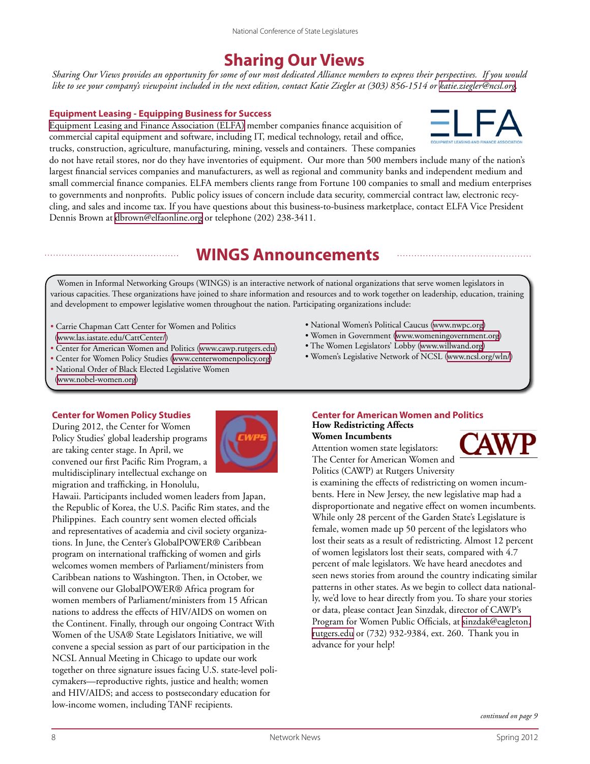# Sharing Our Views

*Sharing Our Views provides an opportunity for some of our most dedicated Alliance members to express their perspectives. If you would like to see your company's viewpoint included in the next edition, contact Katie Ziegler at (303) 856-1514 or katie.ziegler@ncsl.org.*

## Equipment Leasing - Equipping Business for Success

Equipment Leasing and Finance Association (ELFA) member companies finance acquisition of commercial capital equipment and software, including IT, medical technology, retail and office, trucks, construction, agriculture, manufacturing, mining, vessels and containers. These companies do not have retail stores, nor do they have inventories of equipment. Our more than 500 members include many of the nation's largest financial services companies and manufacturers, as well as regional and community banks and independent medium and small commercial finance companies. ELFA members clients range from Fortune 100 companies to small and medium enterprises to governments and nonprofits. Public policy issues of concern include data security, commercial contract law, electronic recycling, and sales and income tax. If you have questions about this business-to-business marketplace, contact ELFA Vice President Dennis Brown at dbrown@elfaonline.org or telephone (202) 238-3411.

# WINGS Announcements

Women in Informal Networking Groups (WINGS) is an interactive network of national organizations that serve women legislators in various capacities. These organizations have joined to share information and resources and to work together on leadership, education, training and development to empower legislative women throughout the nation. Participating organizations include:

- Carrie Chapman Catt Center for Women and Politics (www.las.iastate.edu/CattCenter/)
- Center for American Women and Politics (www.cawp.rutgers.edu)
- Center for Women Policy Studies (www.centerwomenpolicy.org)
- National Order of Black Elected Legislative Women (www.nobel-women.org)
- National Women's Political Caucus (www.nwpc.org)
- Women in Government (www.womeningovernment.org)
- The Women Legislators' Lobby (www.willwand.org)
- Women's Legislative Network of NCSL (www.ncsl.org/wln/)

## Center for Women Policy Studies

During 2012, the Center for Women Policy Studies' global leadership programs are taking center stage. In April, we convened our first Pacific Rim Program, a multidisciplinary intellectual exchange on migration and trafficking, in Honolulu, Hawaii. Participants included women leaders from Japan, the Republic of Korea, the U.S. Pacific Rim states, and the Philippines. Each country sent women elected officials and representatives of academia and civil society organizations. In June, the Center's GlobalPOWER® Caribbean program on international trafficking of women and girls welcomes women members of Parliament/ministers from Caribbean nations to Washington. Then, in October, we will convene our GlobalPOWER® Africa program for women members of Parliament/ministers from 15 African nations to address the effects of HIV/AIDS on women on the Continent. Finally, through our ongoing Contract With Women of the USA® State Legislators Initiative, we will convene a special session as part of our participation in the NCSL Annual Meeting in Chicago to update our work together on three signature issues facing U.S. state-level policymakers—reproductive rights, justice and health; women and HIV/AIDS; and access to postsecondary education for low-income women, including TANF recipients.

## Center for American Women and Politics

**How Redistricting Affects Women Incumbents**

Attention women state legislators: The Center for American Women and Politics (CAWP) at Rutgers University is examining the effects of redistricting on women incumbents. Here in New Jersey, the new legislative map had a disproportionate and negative effect on women incumbents. While only 28 percent of the Garden State's Legislature is female, women made up 50 percent of the legislators who lost their seats as a result of redistricting. Almost 12 percent of women legislators lost their seats, compared with 4.7 percent of male legislators. We have heard anecdotes and seen news stories from around the country indicating similar patterns in other states. As we begin to collect data nationally, we'd love to hear directly from you. To share your stories or data, please contact Jean Sinzdak, director of CAWP's Program for Women Public Officials, at sinzdak@eagleton.rutgers.edu or (732) 932-9384, ext. 260. Thank you in advance for your help!

*continued on page 9*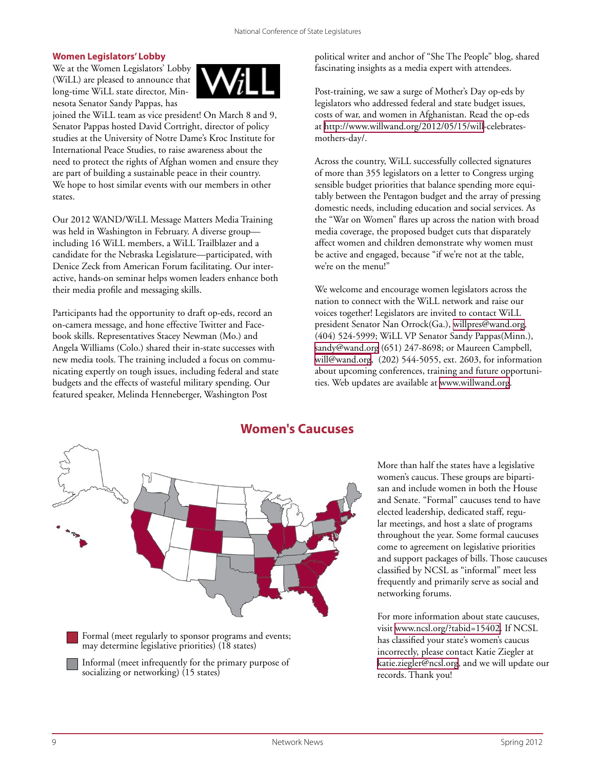## Women Legislators' Lobby

We at the Women Legislators' Lobby (WiLL) are pleased to announce that long-time WiLL state director, Minnesota Senator Sandy Pappas, has joined the WiLL team as vice president! On March 8 and 9, Senator Pappas hosted David Cortright, director of policy studies at the University of Notre Dame's Kroc Institute for International Peace Studies, to raise awareness about the need to protect the rights of Afghan women and ensure they are part of building a sustainable peace in their country. We hope to host similar events with our members in other states.

Our 2012 WAND/WiLL Message Matters Media Training was held in Washington in February. A diverse group—including 16 WiLL members, a WiLL Trailblazer and a candidate for the Nebraska Legislature—participated, with Denice Zeck from American Forum facilitating. Our interactive, hands-on seminar helps women leaders enhance both their media profile and messaging skills.

Participants had the opportunity to draft op-eds, record an on-camera message, and hone effective Twitter and Facebook skills. Representatives Stacey Newman (Mo.) and Angela Williams (Colo.) shared their in-state successes with new media tools. The training included a focus on communicating expertly on tough issues, including federal and state budgets and the effects of wasteful military spending. Our featured speaker, Melinda Henneberger, Washington Post political writer and anchor of "She The People" blog, shared fascinating insights as a media expert with attendees.

Post-training, we saw a surge of Mother's Day op-eds by legislators who addressed federal and state budget issues, costs of war, and women in Afghanistan. Read the op-eds at http://www.willwand.org/2012/05/15/will-celebrates-mothers-day/.

Across the country, WiLL successfully collected signatures of more than 355 legislators on a letter to Congress urging sensible budget priorities that balance spending more equitably between the Pentagon budget and the array of pressing domestic needs, including education and social services. As the "War on Women" flares up across the nation with broad media coverage, the proposed budget cuts that disparately affect women and children demonstrate why women must be active and engaged, because "if we're not at the table, we're on the menu!"

We welcome and encourage women legislators across the nation to connect with the WiLL network and raise our voices together! Legislators are invited to contact WiLL president Senator Nan Orrock(Ga.), willpres@wand.org, (404) 524-5999; WiLL VP Senator Sandy Pappas(Minn.), sandy@wand.org (651) 247-8698; or Maureen Campbell, will@wand.org, (202) 544-5055, ext. 2603, for information about upcoming conferences, training and future opportunities. Web updates are available at www.willwand.org.

## Women's Caucuses

Formal (meet regularly to sponsor programs and events; may determine legislative priorities) (18 states)

Informal (meet infrequently for the primary purpose of socializing or networking) (15 states)

More than half the states have a legislative women's caucus. These groups are bipartisan and include women in both the House and Senate. "Formal" caucuses tend to have elected leadership, dedicated staff, regular meetings, and host a slate of programs throughout the year. Some formal caucuses come to agreement on legislative priorities and support packages of bills. Those caucuses classified by NCSL as "informal" meet less frequently and primarily serve as social and networking forums.

For more information about state caucuses, visit www.ncsl.org/?tabid=15402. If NCSL has classified your state's women's caucus incorrectly, please contact Katie Ziegler at katie.ziegler@ncsl.org, and we will update our records. Thank you!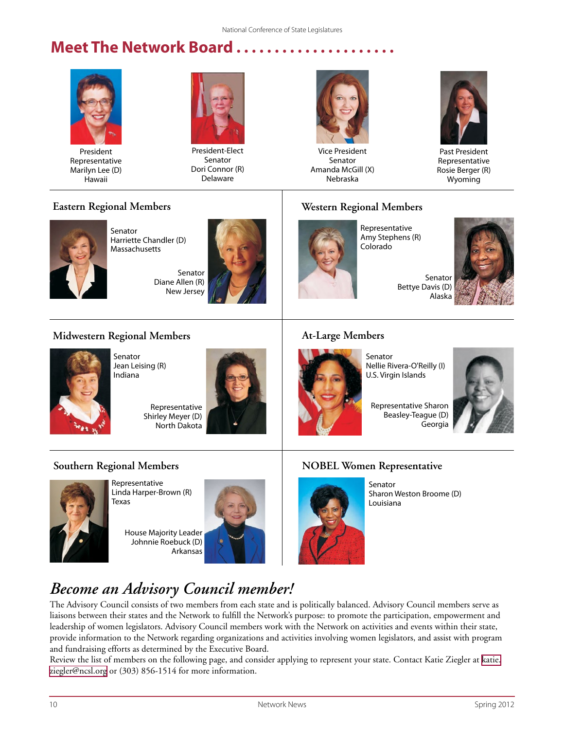# Meet The Network Board

President
Representative
Marilyn Lee (D)
Hawaii

President-Elect
Senator
Dori Connor (R)
Delaware

Vice President
Senator
Amanda McGill (X)
Nebraska

Past President
Representative
Rosie Berger (R)
Wyoming

## Eastern Regional Members

Senator
Harriette Chandler (D)
Massachusetts

Senator
Diane Allen (R)
New Jersey

## Western Regional Members

Representative
Amy Stephens (R)
Colorado

Senator
Bettye Davis (D)
Alaska

## Midwestern Regional Members

Senator
Jean Leising (R)
Indiana

Representative
Shirley Meyer (D)
North Dakota

## At-Large Members

Senator
Nellie Rivera-O'Reilly (I)
U.S. Virgin Islands

Representative Sharon
Beasley-Teague (D)
Georgia

## Southern Regional Members

Representative
Linda Harper-Brown (R)
Texas

House Majority Leader
Johnnie Roebuck (D)
Arkansas

## NOBEL Women Representative

Senator
Sharon Weston Broome (D)
Louisiana

## *Become an Advisory Council member!*

The Advisory Council consists of two members from each state and is politically balanced. Advisory Council members serve as liaisons between their states and the Network to fulfill the Network's purpose: to promote the participation, empowerment and leadership of women legislators. Advisory Council members work with the Network on activities and events within their state, provide information to the Network regarding organizations and activities involving women legislators, and assist with program and fundraising efforts as determined by the Executive Board.

Review the list of members on the following page, and consider applying to represent your state. Contact Katie Ziegler at katie.ziegler@ncsl.org or (303) 856-1514 for more information.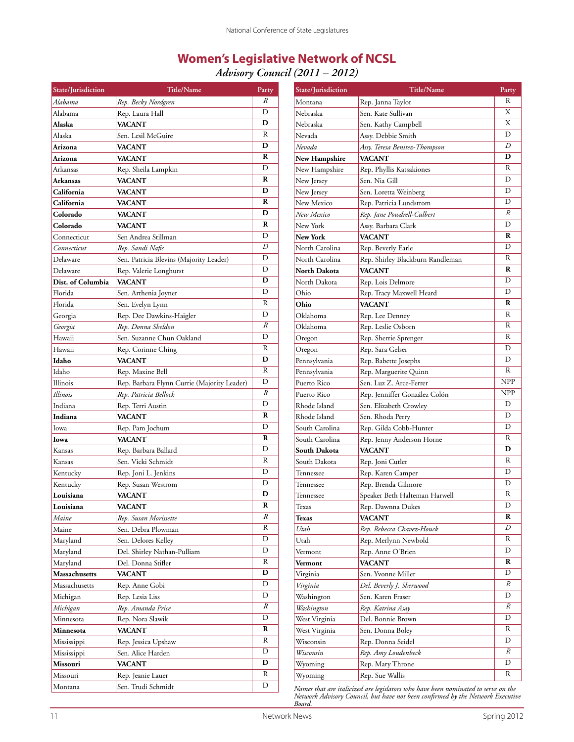# Women's Legislative Network of NCSL

*Advisory Council (2011 – 2012)*

| State/Jurisdiction | Title/Name | Party |
|---|---|---|
| *Alabama* | *Rep. Becky Nordgren* | *R* |
| Alabama | Rep. Laura Hall | D |
| **Alaska** | **VACANT** | **D** |
| Alaska | Sen. Lesil McGuire | R |
| **Arizona** | **VACANT** | **D** |
| **Arizona** | **VACANT** | **R** |
| Arkansas | Rep. Sheila Lampkin | D |
| **Arkansas** | **VACANT** | **R** |
| **California** | **VACANT** | **D** |
| **California** | **VACANT** | **R** |
| **Colorado** | **VACANT** | **D** |
| **Colorado** | **VACANT** | **R** |
| Connecticut | Sen Andrea Stillman | D |
| *Connecticut* | *Rep. Sandi Nafis* | *D* |
| Delaware | Sen. Patricia Blevins (Majority Leader) | D |
| Delaware | Rep. Valerie Longhurst | D |
| **Dist. of Columbia** | **VACANT** | **D** |
| Florida | Sen. Arthenia Joyner | D |
| Florida | Sen. Evelyn Lynn | R |
| Georgia | Rep. Dee Dawkins-Haigler | D |
| *Georgia* | *Rep. Donna Sheldon* | *R* |
| Hawaii | Sen. Suzanne Chun Oakland | D |
| Hawaii | Rep. Corinne Ching | R |
| **Idaho** | **VACANT** | **D** |
| Idaho | Rep. Maxine Bell | R |
| Illinois | Rep. Barbara Flynn Currie (Majority Leader) | D |
| *Illinois* | *Rep. Patricia Bellock* | *R* |
| Indiana | Rep. Terri Austin | D |
| **Indiana** | **VACANT** | **R** |
| Iowa | Rep. Pam Jochum | D |
| **Iowa** | **VACANT** | **R** |
| Kansas | Rep. Barbara Ballard | D |
| Kansas | Sen. Vicki Schmidt | R |
| Kentucky | Rep. Joni L. Jenkins | D |
| Kentucky | Rep. Susan Westrom | D |
| **Louisiana** | **VACANT** | **D** |
| **Louisiana** | **VACANT** | **R** |
| *Maine* | *Rep. Susan Morissette* | *R* |
| Maine | Sen. Debra Plowman | R |
| Maryland | Sen. Delores Kelley | D |
| Maryland | Del. Shirley Nathan-Pulliam | D |
| Maryland | Del. Donna Stifler | R |
| **Massachusetts** | **VACANT** | **D** |
| Massachusetts | Rep. Anne Gobi | D |
| Michigan | Rep. Lesia Liss | D |
| *Michigan* | *Rep. Amanda Price* | *R* |
| Minnesota | Rep. Nora Slawik | D |
| **Minnesota** | **VACANT** | **R** |
| Mississippi | Rep. Jessica Upshaw | R |
| Mississippi | Sen. Alice Harden | D |
| **Missouri** | **VACANT** | **D** |
| Missouri | Rep. Jeanie Lauer | R |
| Montana | Sen. Trudi Schmidt | D |
| Montana | Rep. Janna Taylor | R |
| Nebraska | Sen. Kate Sullivan | X |
| Nebraska | Sen. Kathy Campbell | X |
| Nevada | Assy. Debbie Smith | D |
| *Nevada* | *Assy. Teresa Benitez-Thompson* | *D* |
| **New Hampshire** | **VACANT** | **D** |
| New Hampshire | Rep. Phyllis Katsakiones | R |
| New Jersey | Sen. Nia Gill | D |
| New Jersey | Sen. Loretta Weinberg | D |
| New Mexico | Rep. Patricia Lundstrom | D |
| *New Mexico* | *Rep. Jane Powdrell-Culbert* | *R* |
| New York | Assy. Barbara Clark | D |
| **New York** | **VACANT** | **R** |
| North Carolina | Rep. Beverly Earle | D |
| North Carolina | Rep. Shirley Blackburn Randleman | R |
| **North Dakota** | **VACANT** | **R** |
| North Dakota | Rep. Lois Delmore | D |
| Ohio | Rep. Tracy Maxwell Heard | D |
| **Ohio** | **VACANT** | **R** |
| Oklahoma | Rep. Lee Denney | R |
| Oklahoma | Rep. Leslie Osborn | R |
| Oregon | Rep. Sherrie Sprenger | R |
| Oregon | Rep. Sara Gelser | D |
| Pennsylvania | Rep. Babette Josephs | D |
| Pennsylvania | Rep. Marguerite Quinn | R |
| Puerto Rico | Sen. Luz Z. Arce-Ferrer | NPP |
| Puerto Rico | Rep. Jenniffer González Colón | NPP |
| Rhode Island | Sen. Elizabeth Crowley | D |
| Rhode Island | Sen. Rhoda Perry | D |
| South Carolina | Rep. Gilda Cobb-Hunter | D |
| South Carolina | Rep. Jenny Anderson Horne | R |
| **South Dakota** | **VACANT** | **D** |
| South Dakota | Rep. Joni Cutler | R |
| Tennessee | Rep. Karen Camper | D |
| Tennessee | Rep. Brenda Gilmore | D |
| Tennessee | Speaker Beth Halteman Harwell | R |
| Texas | Rep. Dawnna Dukes | D |
| **Texas** | **VACANT** | **R** |
| *Utah* | *Rep. Rebecca Chavez-Houck* | *D* |
| Utah | Rep. Merlynn Newbold | R |
| Vermont | Rep. Anne O'Brien | D |
| **Vermont** | **VACANT** | **R** |
| Virginia | Sen. Yvonne Miller | D |
| *Virginia* | *Del. Beverly J. Sherwood* | *R* |
| Washington | Sen. Karen Fraser | D |
| *Washington* | *Rep. Katrina Asay* | *R* |
| West Virginia | Del. Bonnie Brown | D |
| West Virginia | Sen. Donna Boley | R |
| Wisconsin | Rep. Donna Seidel | D |
| *Wisconsin* | *Rep. Amy Loudenbeck* | *R* |
| Wyoming | Rep. Mary Throne | D |
| Wyoming | Rep. Sue Wallis | R |

*Names that are italicized are legislators who have been nominated to serve on the Network Advisory Council, but have not been confirmed by the Network Executive Board.*